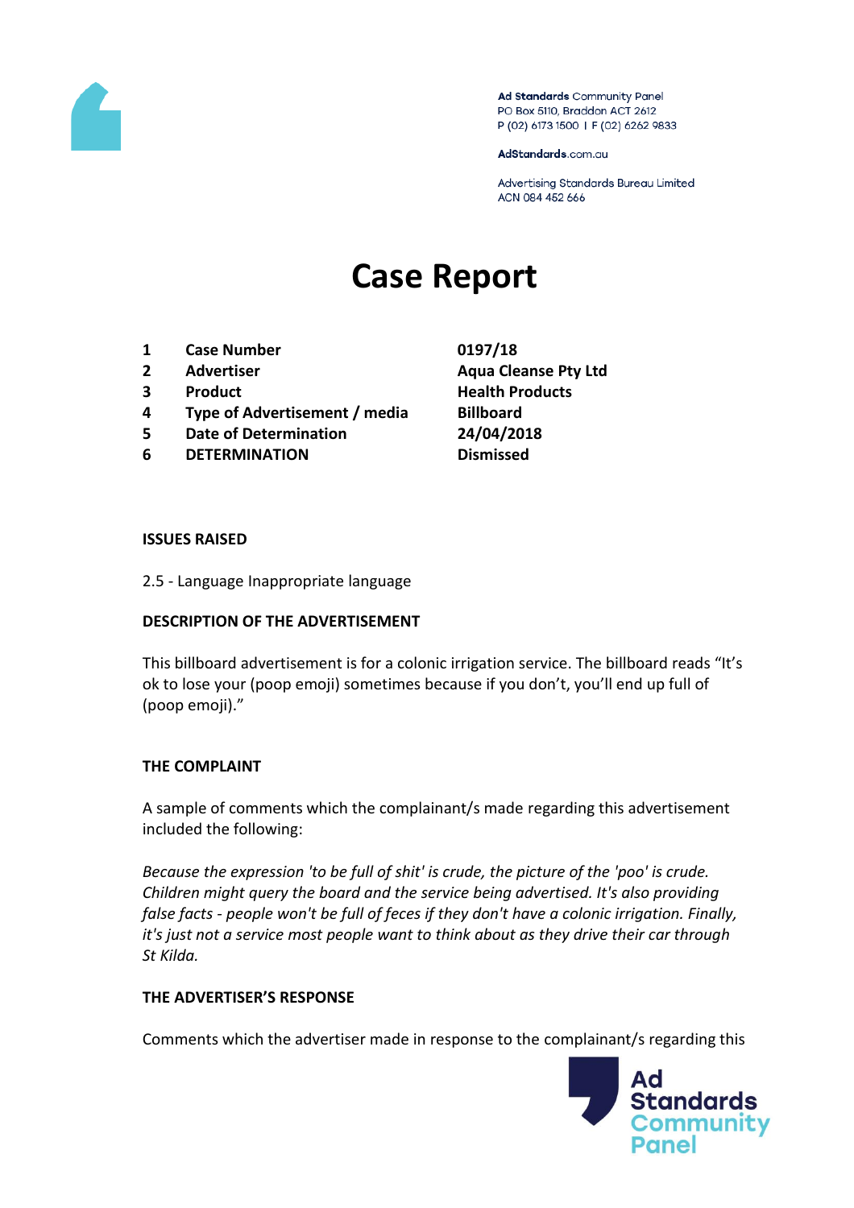Ad Standards Community Panel
PO Box 5110, Braddon ACT 2612
P (02) 6173 1500 | F (02) 6262 9833

AdStandards.com.au

Advertising Standards Bureau Limited
ACN 084 452 666

# Case Report

| | | |
|---|---|---|
| 1 | **Case Number** | **0197/18** |
| 2 | **Advertiser** | **Aqua Cleanse Pty Ltd** |
| 3 | **Product** | **Health Products** |
| 4 | **Type of Advertisement / media** | **Billboard** |
| 5 | **Date of Determination** | **24/04/2018** |
| 6 | **DETERMINATION** | **Dismissed** |

### ISSUES RAISED

2.5 - Language Inappropriate language

### DESCRIPTION OF THE ADVERTISEMENT

This billboard advertisement is for a colonic irrigation service. The billboard reads “It’s ok to lose your (poop emoji) sometimes because if you don’t, you’ll end up full of (poop emoji).”

### THE COMPLAINT

A sample of comments which the complainant/s made regarding this advertisement included the following:

*Because the expression 'to be full of shit' is crude, the picture of the 'poo' is crude. Children might query the board and the service being advertised. It's also providing false facts - people won't be full of feces if they don't have a colonic irrigation. Finally, it's just not a service most people want to think about as they drive their car through St Kilda.*

### THE ADVERTISER’S RESPONSE

Comments which the advertiser made in response to the complainant/s regarding this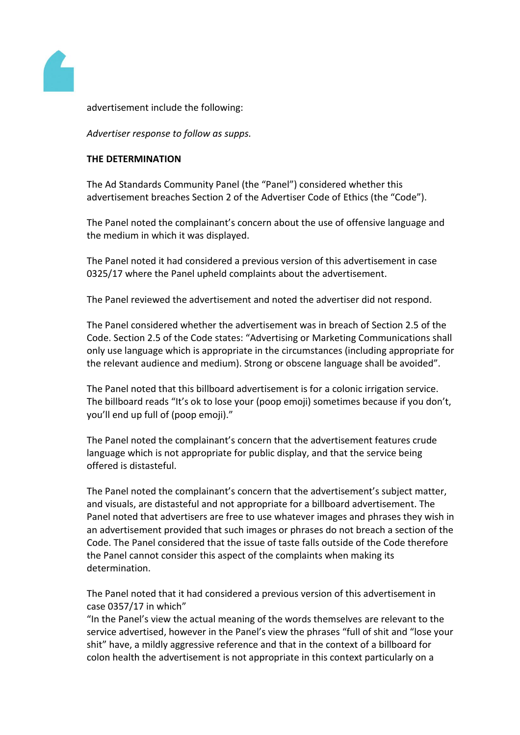advertisement include the following:

*Advertiser response to follow as supps.*

**THE DETERMINATION**

The Ad Standards Community Panel (the "Panel") considered whether this advertisement breaches Section 2 of the Advertiser Code of Ethics (the "Code").

The Panel noted the complainant's concern about the use of offensive language and the medium in which it was displayed.

The Panel noted it had considered a previous version of this advertisement in case 0325/17 where the Panel upheld complaints about the advertisement.

The Panel reviewed the advertisement and noted the advertiser did not respond.

The Panel considered whether the advertisement was in breach of Section 2.5 of the Code. Section 2.5 of the Code states: "Advertising or Marketing Communications shall only use language which is appropriate in the circumstances (including appropriate for the relevant audience and medium). Strong or obscene language shall be avoided".

The Panel noted that this billboard advertisement is for a colonic irrigation service. The billboard reads "It's ok to lose your (poop emoji) sometimes because if you don't, you'll end up full of (poop emoji)."

The Panel noted the complainant's concern that the advertisement features crude language which is not appropriate for public display, and that the service being offered is distasteful.

The Panel noted the complainant's concern that the advertisement's subject matter, and visuals, are distasteful and not appropriate for a billboard advertisement. The Panel noted that advertisers are free to use whatever images and phrases they wish in an advertisement provided that such images or phrases do not breach a section of the Code. The Panel considered that the issue of taste falls outside of the Code therefore the Panel cannot consider this aspect of the complaints when making its determination.

The Panel noted that it had considered a previous version of this advertisement in case 0357/17 in which"
"In the Panel's view the actual meaning of the words themselves are relevant to the service advertised, however in the Panel's view the phrases "full of shit and "lose your shit" have, a mildly aggressive reference and that in the context of a billboard for colon health the advertisement is not appropriate in this context particularly on a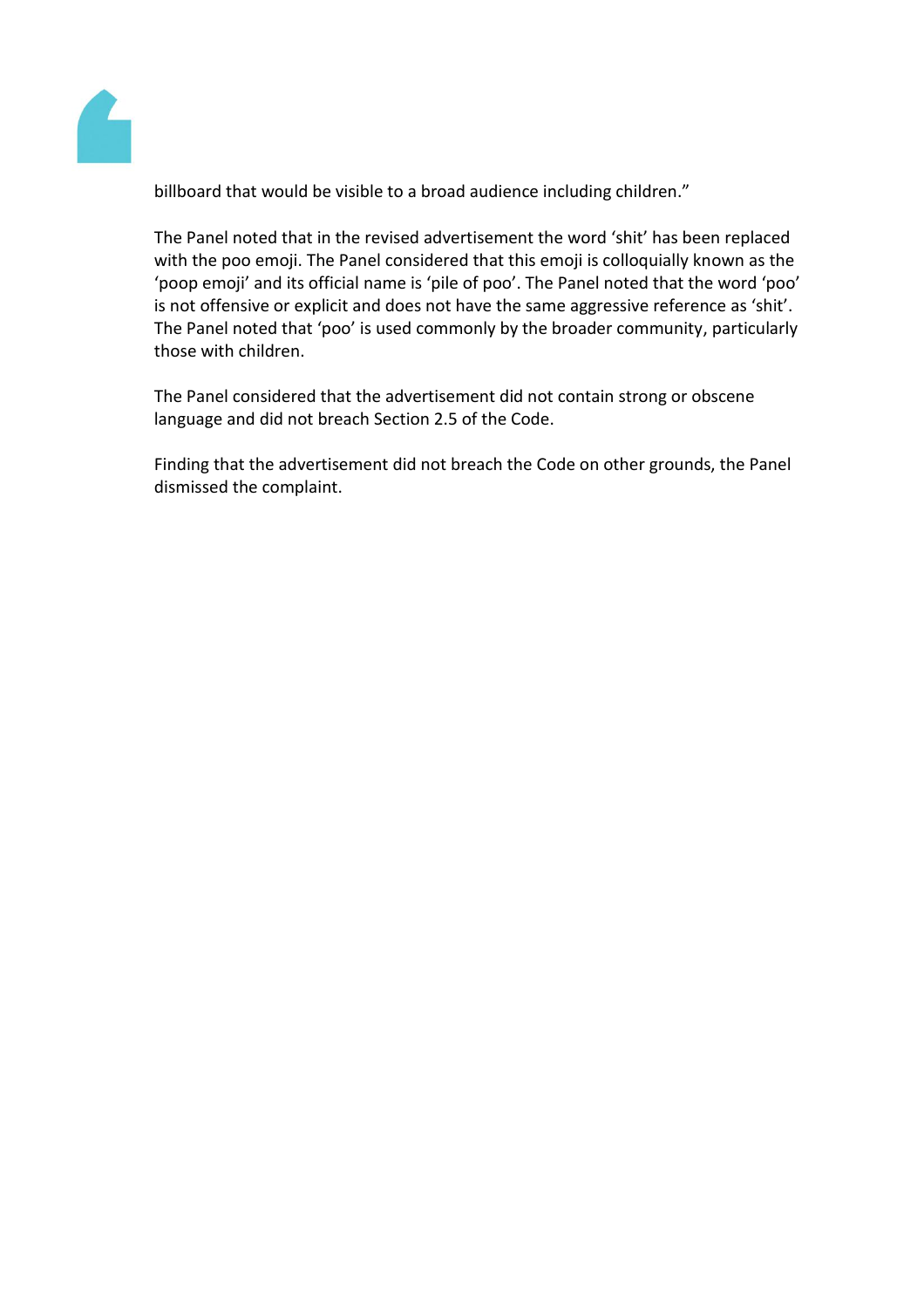billboard that would be visible to a broad audience including children."

The Panel noted that in the revised advertisement the word 'shit' has been replaced with the poo emoji. The Panel considered that this emoji is colloquially known as the 'poop emoji' and its official name is 'pile of poo'. The Panel noted that the word 'poo' is not offensive or explicit and does not have the same aggressive reference as 'shit'. The Panel noted that 'poo' is used commonly by the broader community, particularly those with children.

The Panel considered that the advertisement did not contain strong or obscene language and did not breach Section 2.5 of the Code.

Finding that the advertisement did not breach the Code on other grounds, the Panel dismissed the complaint.